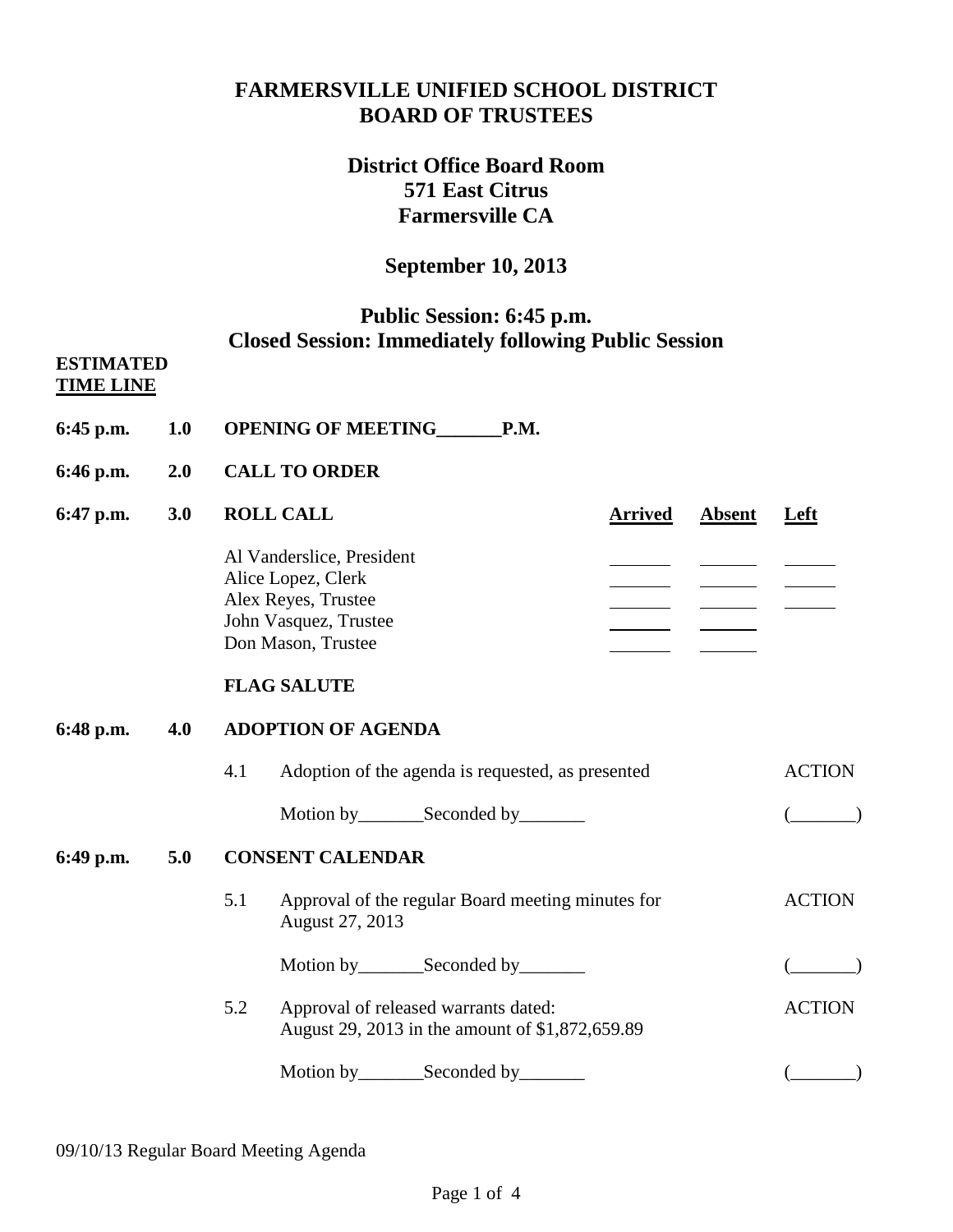# FARMERSVILLE UNIFIED SCHOOL DISTRICT
# BOARD OF TRUSTEES

## District Office Board Room
## 571 East Citrus
## Farmersville CA

## September 10, 2013

## Public Session: 6:45 p.m.
## Closed Session: Immediately following Public Session

**ESTIMATED**
**TIME LINE**

**6:45 p.m. 1.0 OPENING OF MEETING_______P.M.**

**6:46 p.m. 2.0 CALL TO ORDER**

**6:47 p.m. 3.0 ROLL CALL**

| | Arrived | Absent | Left |
|---|---|---|---|
| Al Vanderslice, President | ______ | ______ | ______ |
| Alice Lopez, Clerk | ______ | ______ | ______ |
| Alex Reyes, Trustee | ______ | ______ | ______ |
| John Vasquez, Trustee | ______ | ______ | |
| Don Mason, Trustee | ______ | ______ | |

**FLAG SALUTE**

**6:48 p.m. 4.0 ADOPTION OF AGENDA**

4.1 Adoption of the agenda is requested, as presented — ACTION

Motion by_______Seconded by_______ (_______)

**6:49 p.m. 5.0 CONSENT CALENDAR**

5.1 Approval of the regular Board meeting minutes for August 27, 2013 — ACTION

Motion by_______Seconded by_______ (_______)

5.2 Approval of released warrants dated: August 29, 2013 in the amount of $1,872,659.89 — ACTION

Motion by_______Seconded by_______ (_______)

09/10/13 Regular Board Meeting Agenda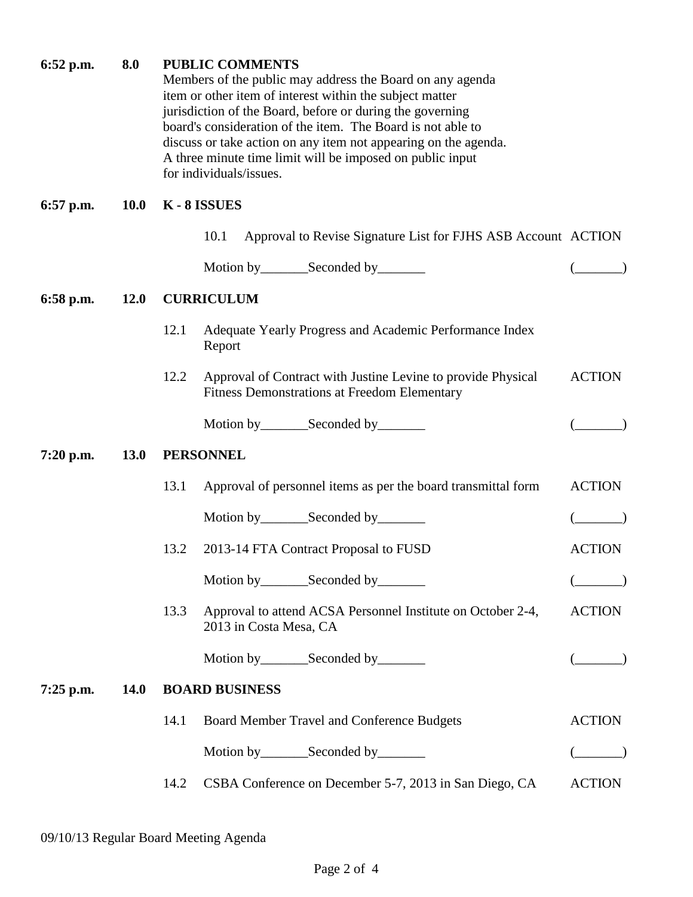**6:52 p.m.** **8.0** **PUBLIC COMMENTS**

Members of the public may address the Board on any agenda item or other item of interest within the subject matter jurisdiction of the Board, before or during the governing board's consideration of the item. The Board is not able to discuss or take action on any item not appearing on the agenda. A three minute time limit will be imposed on public input for individuals/issues.

**6:57 p.m.** **10.0** **K - 8 ISSUES**

10.1 Approval to Revise Signature List for FJHS ASB Account — ACTION

Motion by_______Seconded by_______ (_______)

**6:58 p.m.** **12.0** **CURRICULUM**

12.1 Adequate Yearly Progress and Academic Performance Index Report

12.2 Approval of Contract with Justine Levine to provide Physical Fitness Demonstrations at Freedom Elementary — ACTION

Motion by_______Seconded by_______ (_______)

**7:20 p.m.** **13.0** **PERSONNEL**

13.1 Approval of personnel items as per the board transmittal form — ACTION

Motion by_______Seconded by_______ (_______)

13.2 2013-14 FTA Contract Proposal to FUSD — ACTION

Motion by_______Seconded by_______ (_______)

13.3 Approval to attend ACSA Personnel Institute on October 2-4, 2013 in Costa Mesa, CA — ACTION

Motion by_______Seconded by_______ (_______)

**7:25 p.m.** **14.0** **BOARD BUSINESS**

14.1 Board Member Travel and Conference Budgets — ACTION

Motion by_______Seconded by_______ (_______)

14.2 CSBA Conference on December 5-7, 2013 in San Diego, CA — ACTION

09/10/13 Regular Board Meeting Agenda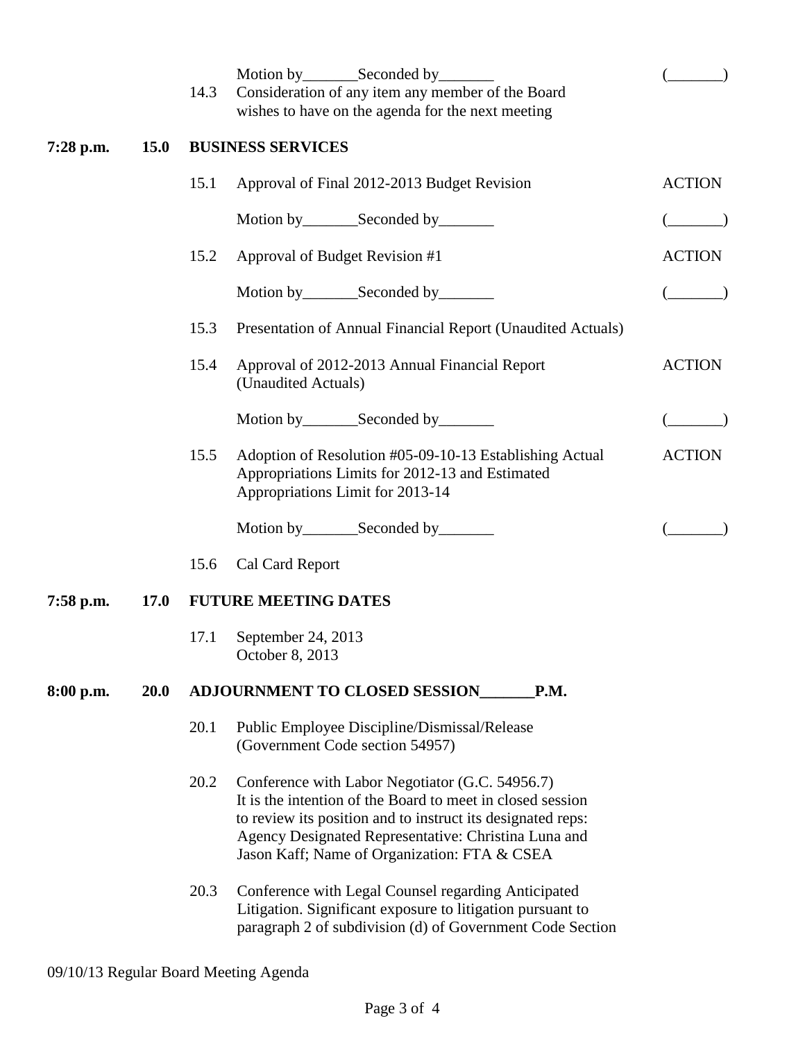Motion by_______Seconded by_______ (_______)

14.3 Consideration of any item any member of the Board wishes to have on the agenda for the next meeting

**7:28 p.m. 15.0 BUSINESS SERVICES**

15.1 Approval of Final 2012-2013 Budget Revision ACTION

Motion by_______Seconded by_______ (_______)

15.2 Approval of Budget Revision #1 ACTION

Motion by_______Seconded by_______ (_______)

15.3 Presentation of Annual Financial Report (Unaudited Actuals)

15.4 Approval of 2012-2013 Annual Financial Report (Unaudited Actuals) ACTION

Motion by_______Seconded by_______ (_______)

15.5 Adoption of Resolution #05-09-10-13 Establishing Actual Appropriations Limits for 2012-13 and Estimated Appropriations Limit for 2013-14 ACTION

Motion by_______Seconded by_______ (_______)

15.6 Cal Card Report

**7:58 p.m. 17.0 FUTURE MEETING DATES**

17.1 September 24, 2013
October 8, 2013

**8:00 p.m. 20.0 ADJOURNMENT TO CLOSED SESSION_______P.M.**

20.1 Public Employee Discipline/Dismissal/Release (Government Code section 54957)

20.2 Conference with Labor Negotiator (G.C. 54956.7) It is the intention of the Board to meet in closed session to review its position and to instruct its designated reps: Agency Designated Representative: Christina Luna and Jason Kaff; Name of Organization: FTA & CSEA

20.3 Conference with Legal Counsel regarding Anticipated Litigation. Significant exposure to litigation pursuant to paragraph 2 of subdivision (d) of Government Code Section

09/10/13 Regular Board Meeting Agenda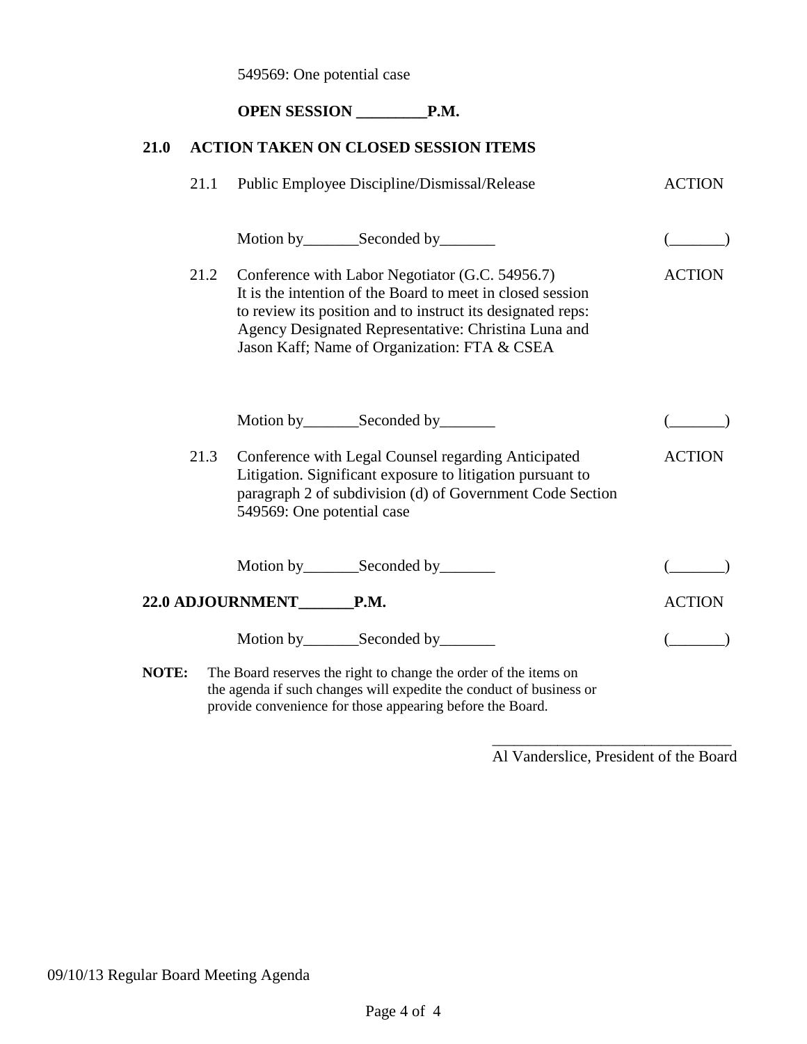549569: One potential case

**OPEN SESSION _________P.M.**

## 21.0 ACTION TAKEN ON CLOSED SESSION ITEMS

21.1 Public Employee Discipline/Dismissal/Release — ACTION

Motion by_______Seconded by_______ (_______)

21.2 Conference with Labor Negotiator (G.C. 54956.7) — ACTION
It is the intention of the Board to meet in closed session to review its position and to instruct its designated reps: Agency Designated Representative: Christina Luna and Jason Kaff; Name of Organization: FTA & CSEA

Motion by_______Seconded by_______ (_______)

21.3 Conference with Legal Counsel regarding Anticipated Litigation. Significant exposure to litigation pursuant to paragraph 2 of subdivision (d) of Government Code Section 549569: One potential case — ACTION

Motion by_______Seconded by_______ (_______)

## 22.0 ADJOURNMENT_______P.M. — ACTION

Motion by_______Seconded by_______ (_______)

**NOTE:** The Board reserves the right to change the order of the items on the agenda if such changes will expedite the conduct of business or provide convenience for those appearing before the Board.

_______________________________

Al Vanderslice, President of the Board

09/10/13 Regular Board Meeting Agenda